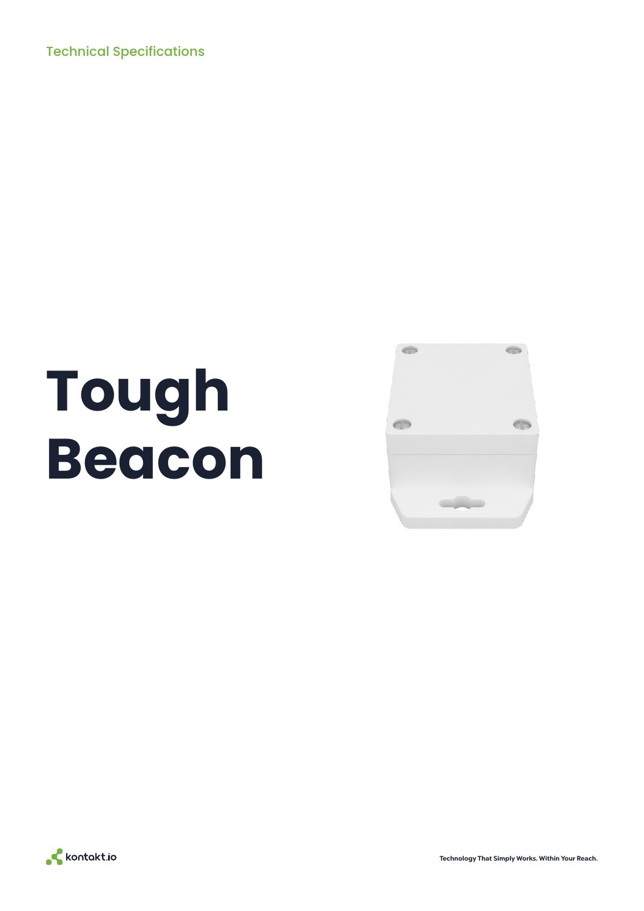Technical Specifications

# Tough Beacon

kontakt.io

Technology That Simply Works. Within Your Reach.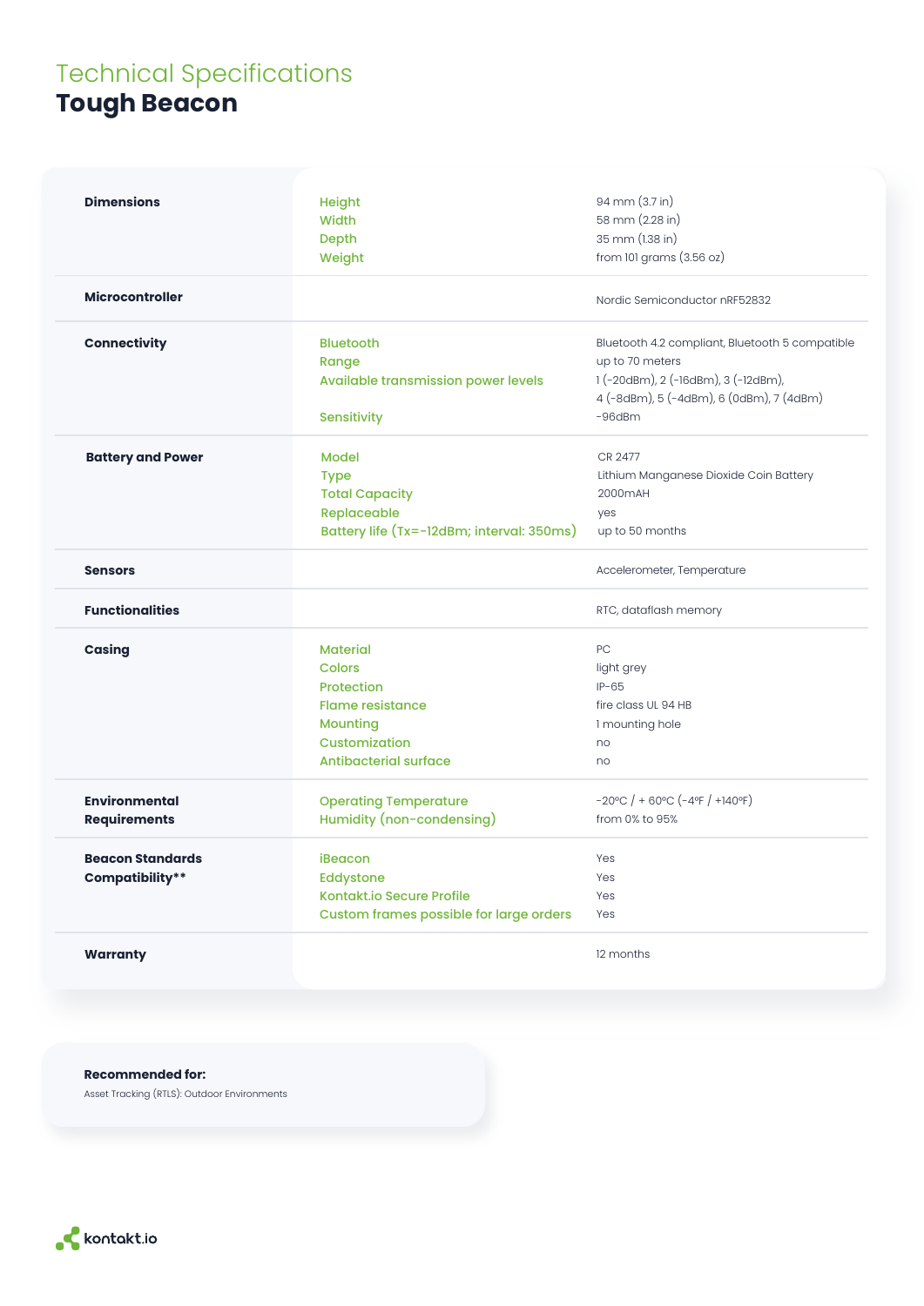# Technical Specifications
## Tough Beacon

| | | |
|---|---|---|
| **Dimensions** | Height | 94 mm (3.7 in) |
| | Width | 58 mm (2.28 in) |
| | Depth | 35 mm (1.38 in) |
| | Weight | from 101 grams (3.56 oz) |
| **Microcontroller** | | Nordic Semiconductor nRF52832 |
| **Connectivity** | Bluetooth | Bluetooth 4.2 compliant, Bluetooth 5 compatible |
| | Range | up to 70 meters |
| | Available transmission power levels | 1 (-20dBm), 2 (-16dBm), 3 (-12dBm), 4 (-8dBm), 5 (-4dBm), 6 (0dBm), 7 (4dBm) |
| | Sensitivity | -96dBm |
| **Battery and Power** | Model | CR 2477 |
| | Type | Lithium Manganese Dioxide Coin Battery |
| | Total Capacity | 2000mAH |
| | Replaceable | yes |
| | Battery life (Tx=-12dBm; interval: 350ms) | up to 50 months |
| **Sensors** | | Accelerometer, Temperature |
| **Functionalities** | | RTC, dataflash memory |
| **Casing** | Material | PC |
| | Colors | light grey |
| | Protection | IP-65 |
| | Flame resistance | fire class UL 94 HB |
| | Mounting | 1 mounting hole |
| | Customization | no |
| | Antibacterial surface | no |
| **Environmental Requirements** | Operating Temperature | -20°C / + 60°C (-4°F / +140°F) |
| | Humidity (non-condensing) | from 0% to 95% |
| **Beacon Standards Compatibility**** | iBeacon | Yes |
| | Eddystone | Yes |
| | Kontakt.io Secure Profile | Yes |
| | Custom frames possible for large orders | Yes |
| **Warranty** | | 12 months |

**Recommended for:**

Asset Tracking (RTLS): Outdoor Environments

kontakt.io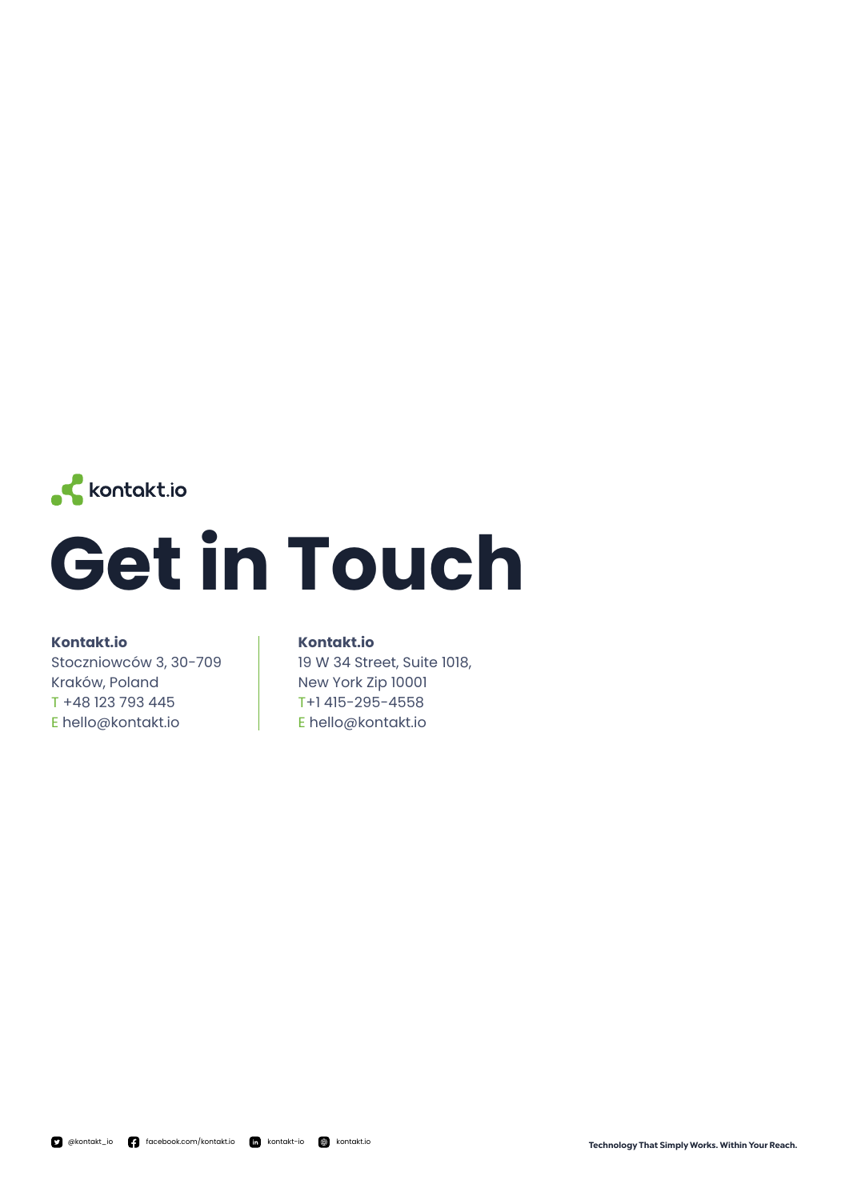kontakt.io

# Get in Touch

**Kontakt.io**
Stoczniowców 3, 30-709
Kraków, Poland
T +48 123 793 445
E hello@kontakt.io

**Kontakt.io**
19 W 34 Street, Suite 1018,
New York Zip 10001
T+1 415-295-4558
E hello@kontakt.io

@kontakt_io   facebook.com/kontakt.io   kontakt-io   kontakt.io

**Technology That Simply Works. Within Your Reach.**